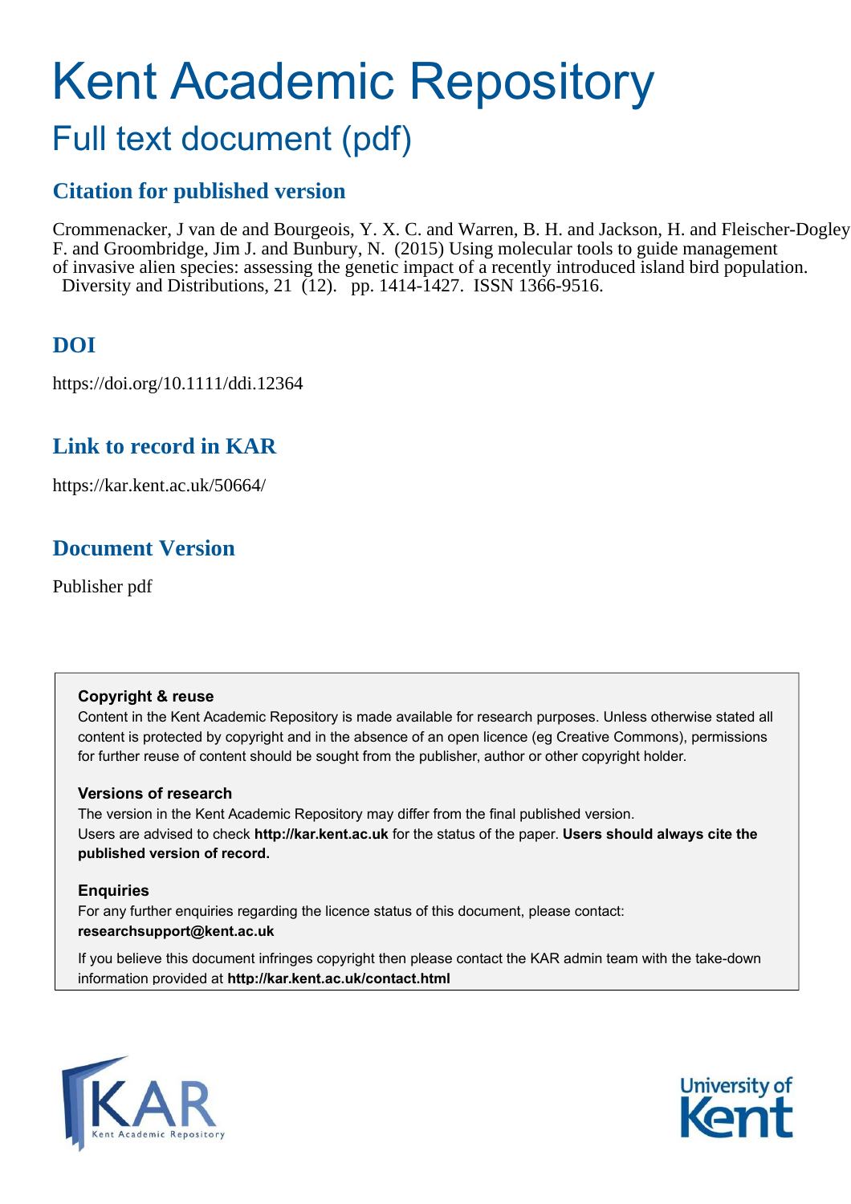# Kent Academic Repository

## Full text document (pdf)

## Citation for published version

Crommenacker, J van de and Bourgeois, Y. X. C. and Warren, B. H. and Jackson, H. and Fleischer-Dogley, F. and Groombridge, Jim J. and Bunbury, N. (2015) Using molecular tools to guide management of invasive alien species: assessing the genetic impact of a recently introduced island bird population. Diversity and Distributions, 21 (12). pp. 1414-1427. ISSN 1366-9516.

## DOI

https://doi.org/10.1111/ddi.12364

## Link to record in KAR

https://kar.kent.ac.uk/50664/

## Document Version

Publisher pdf

**Copyright & reuse**

Content in the Kent Academic Repository is made available for research purposes. Unless otherwise stated all content is protected by copyright and in the absence of an open licence (eg Creative Commons), permissions for further reuse of content should be sought from the publisher, author or other copyright holder.

**Versions of research**

The version in the Kent Academic Repository may differ from the final published version. Users are advised to check **http://kar.kent.ac.uk** for the status of the paper. **Users should always cite the published version of record.**

**Enquiries**

For any further enquiries regarding the licence status of this document, please contact: **researchsupport@kent.ac.uk**

If you believe this document infringes copyright then please contact the KAR admin team with the take-down information provided at **http://kar.kent.ac.uk/contact.html**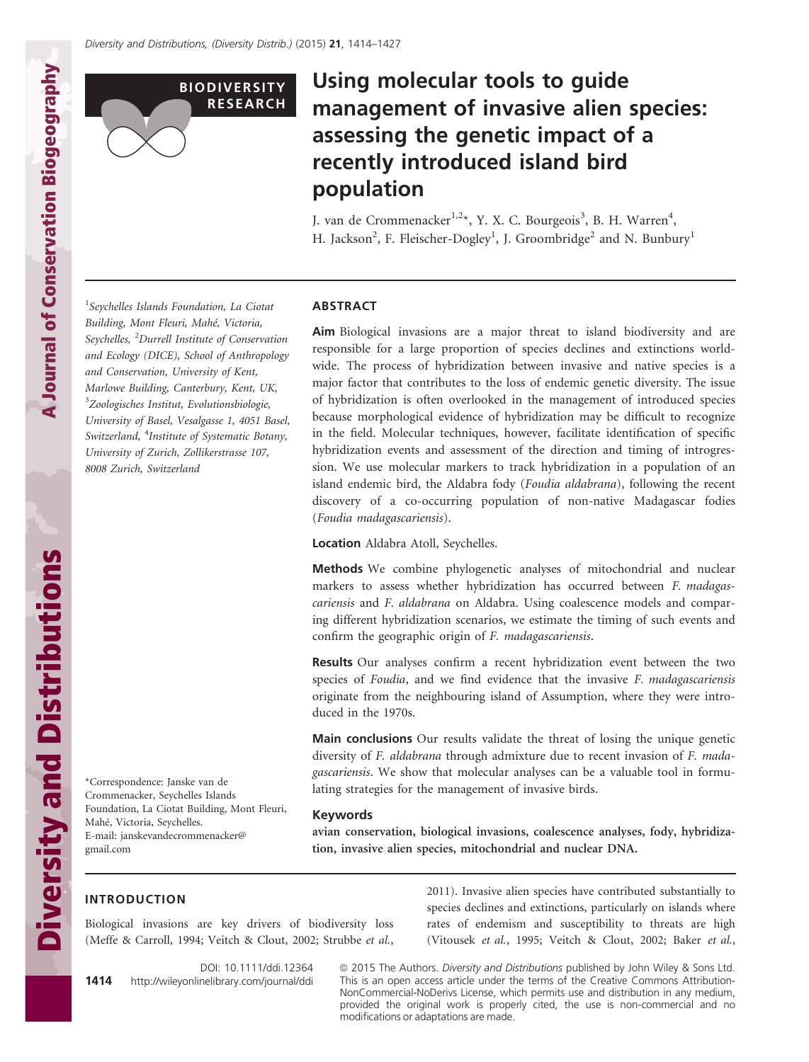# Using molecular tools to guide management of invasive alien species: assessing the genetic impact of a recently introduced island bird population

BIODIVERSITY RESEARCH

J. van de Crommenacker[1,2]*, Y. X. C. Bourgeois[3], B. H. Warren[4], H. Jackson[2], F. Fleischer-Dogley[1], J. Groombridge[2] and N. Bunbury[1]

[1]Seychelles Islands Foundation, La Ciotat Building, Mont Fleuri, Mahé, Victoria, Seychelles, [2]Durrell Institute of Conservation and Ecology (DICE), School of Anthropology and Conservation, University of Kent, Marlowe Building, Canterbury, Kent, UK, [3]Zoologisches Institut, Evolutionsbiologie, University of Basel, Vesalgasse 1, 4051 Basel, Switzerland, [4]Institute of Systematic Botany, University of Zurich, Zollikerstrasse 107, 8008 Zurich, Switzerland

*Correspondence: Janske van de Crommenacker, Seychelles Islands Foundation, La Ciotat Building, Mont Fleuri, Mahé, Victoria, Seychelles.
E-mail: janskevandecrommenacker@gmail.com

## ABSTRACT

**Aim** Biological invasions are a major threat to island biodiversity and are responsible for a large proportion of species declines and extinctions worldwide. The process of hybridization between invasive and native species is a major factor that contributes to the loss of endemic genetic diversity. The issue of hybridization is often overlooked in the management of introduced species because morphological evidence of hybridization may be difficult to recognize in the field. Molecular techniques, however, facilitate identification of specific hybridization events and assessment of the direction and timing of introgression. We use molecular markers to track hybridization in a population of an island endemic bird, the Aldabra fody (*Foudia aldabrana*), following the recent discovery of a co-occurring population of non-native Madagascar fodies (*Foudia madagascariensis*).

**Location** Aldabra Atoll, Seychelles.

**Methods** We combine phylogenetic analyses of mitochondrial and nuclear markers to assess whether hybridization has occurred between *F. madagascariensis* and *F. aldabrana* on Aldabra. Using coalescence models and comparing different hybridization scenarios, we estimate the timing of such events and confirm the geographic origin of *F. madagascariensis*.

**Results** Our analyses confirm a recent hybridization event between the two species of *Foudia*, and we find evidence that the invasive *F. madagascariensis* originate from the neighbouring island of Assumption, where they were introduced in the 1970s.

**Main conclusions** Our results validate the threat of losing the unique genetic diversity of *F. aldabrana* through admixture due to recent invasion of *F. madagascariensis*. We show that molecular analyses can be a valuable tool in formulating strategies for the management of invasive birds.

### Keywords

**avian conservation, biological invasions, coalescence analyses, fody, hybridization, invasive alien species, mitochondrial and nuclear DNA.**

## INTRODUCTION

Biological invasions are key drivers of biodiversity loss (Meffe & Carroll, 1994; Veitch & Clout, 2002; Strubbe *et al.*, 2011). Invasive alien species have contributed substantially to species declines and extinctions, particularly on islands where rates of endemism and susceptibility to threats are high (Vitousek *et al.*, 1995; Veitch & Clout, 2002; Baker *et al.*,

DOI: 10.1111/ddi.12364
http://wileyonlinelibrary.com/journal/ddi

© 2015 The Authors. *Diversity and Distributions* published by John Wiley & Sons Ltd. This is an open access article under the terms of the Creative Commons Attribution-NonCommercial-NoDerivs License, which permits use and distribution in any medium, provided the original work is properly cited, the use is non-commercial and no modifications or adaptations are made.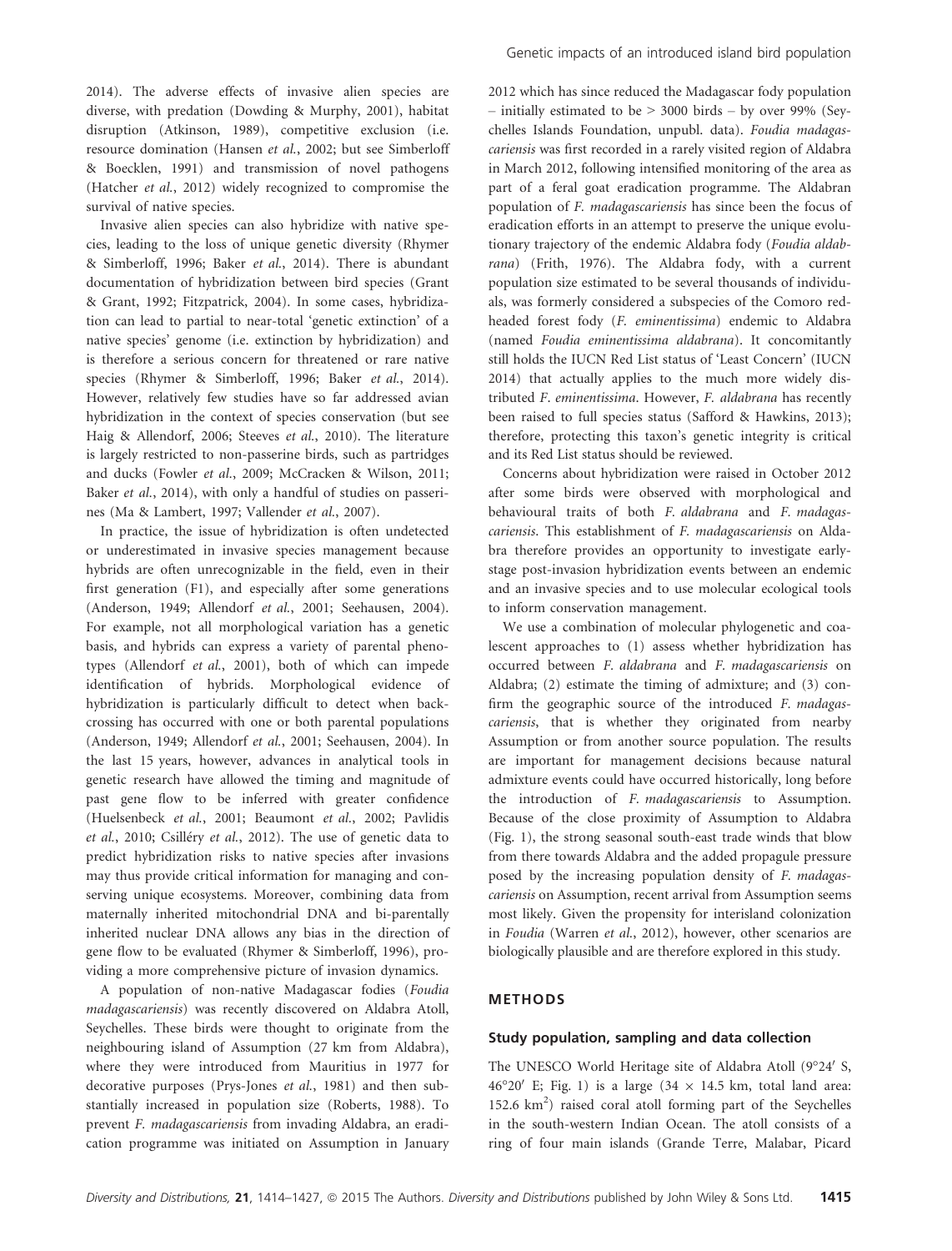2014). The adverse effects of invasive alien species are diverse, with predation (Dowding & Murphy, 2001), habitat disruption (Atkinson, 1989), competitive exclusion (i.e. resource domination (Hansen *et al.*, 2002; but see Simberloff & Boecklen, 1991) and transmission of novel pathogens (Hatcher *et al.*, 2012) widely recognized to compromise the survival of native species.

Invasive alien species can also hybridize with native species, leading to the loss of unique genetic diversity (Rhymer & Simberloff, 1996; Baker *et al.*, 2014). There is abundant documentation of hybridization between bird species (Grant & Grant, 1992; Fitzpatrick, 2004). In some cases, hybridization can lead to partial to near-total 'genetic extinction' of a native species' genome (i.e. extinction by hybridization) and is therefore a serious concern for threatened or rare native species (Rhymer & Simberloff, 1996; Baker *et al.*, 2014). However, relatively few studies have so far addressed avian hybridization in the context of species conservation (but see Haig & Allendorf, 2006; Steeves *et al.*, 2010). The literature is largely restricted to non-passerine birds, such as partridges and ducks (Fowler *et al.*, 2009; McCracken & Wilson, 2011; Baker *et al.*, 2014), with only a handful of studies on passerines (Ma & Lambert, 1997; Vallender *et al.*, 2007).

In practice, the issue of hybridization is often undetected or underestimated in invasive species management because hybrids are often unrecognizable in the field, even in their first generation (F1), and especially after some generations (Anderson, 1949; Allendorf *et al.*, 2001; Seehausen, 2004). For example, not all morphological variation has a genetic basis, and hybrids can express a variety of parental phenotypes (Allendorf *et al.*, 2001), both of which can impede identification of hybrids. Morphological evidence of hybridization is particularly difficult to detect when backcrossing has occurred with one or both parental populations (Anderson, 1949; Allendorf *et al.*, 2001; Seehausen, 2004). In the last 15 years, however, advances in analytical tools in genetic research have allowed the timing and magnitude of past gene flow to be inferred with greater confidence (Huelsenbeck *et al.*, 2001; Beaumont *et al.*, 2002; Pavlidis *et al.*, 2010; Csilléry *et al.*, 2012). The use of genetic data to predict hybridization risks to native species after invasions may thus provide critical information for managing and conserving unique ecosystems. Moreover, combining data from maternally inherited mitochondrial DNA and bi-parentally inherited nuclear DNA allows any bias in the direction of gene flow to be evaluated (Rhymer & Simberloff, 1996), providing a more comprehensive picture of invasion dynamics.

A population of non-native Madagascar fodies (*Foudia madagascariensis*) was recently discovered on Aldabra Atoll, Seychelles. These birds were thought to originate from the neighbouring island of Assumption (27 km from Aldabra), where they were introduced from Mauritius in 1977 for decorative purposes (Prys-Jones *et al.*, 1981) and then substantially increased in population size (Roberts, 1988). To prevent *F. madagascariensis* from invading Aldabra, an eradication programme was initiated on Assumption in January 2012 which has since reduced the Madagascar fody population – initially estimated to be > 3000 birds – by over 99% (Seychelles Islands Foundation, unpubl. data). *Foudia madagascariensis* was first recorded in a rarely visited region of Aldabra in March 2012, following intensified monitoring of the area as part of a feral goat eradication programme. The Aldabran population of *F. madagascariensis* has since been the focus of eradication efforts in an attempt to preserve the unique evolutionary trajectory of the endemic Aldabra fody (*Foudia aldabrana*) (Frith, 1976). The Aldabra fody, with a current population size estimated to be several thousands of individuals, was formerly considered a subspecies of the Comoro red-headed forest fody (*F. eminentissima*) endemic to Aldabra (named *Foudia eminentissima aldabrana*). It concomitantly still holds the IUCN Red List status of 'Least Concern' (IUCN 2014) that actually applies to the much more widely distributed *F. eminentissima*. However, *F. aldabrana* has recently been raised to full species status (Safford & Hawkins, 2013); therefore, protecting this taxon's genetic integrity is critical and its Red List status should be reviewed.

Concerns about hybridization were raised in October 2012 after some birds were observed with morphological and behavioural traits of both *F. aldabrana* and *F. madagascariensis*. This establishment of *F. madagascariensis* on Aldabra therefore provides an opportunity to investigate early-stage post-invasion hybridization events between an endemic and an invasive species and to use molecular ecological tools to inform conservation management.

We use a combination of molecular phylogenetic and coalescent approaches to (1) assess whether hybridization has occurred between *F. aldabrana* and *F. madagascariensis* on Aldabra; (2) estimate the timing of admixture; and (3) confirm the geographic source of the introduced *F. madagascariensis*, that is whether they originated from nearby Assumption or from another source population. The results are important for management decisions because natural admixture events could have occurred historically, long before the introduction of *F. madagascariensis* to Assumption. Because of the close proximity of Assumption to Aldabra (Fig. 1), the strong seasonal south-east trade winds that blow from there towards Aldabra and the added propagule pressure posed by the increasing population density of *F. madagascariensis* on Assumption, recent arrival from Assumption seems most likely. Given the propensity for interisland colonization in *Foudia* (Warren *et al.*, 2012), however, other scenarios are biologically plausible and are therefore explored in this study.

## METHODS

### Study population, sampling and data collection

The UNESCO World Heritage site of Aldabra Atoll (9°24′ S, 46°20′ E; Fig. 1) is a large (34 × 14.5 km, total land area: 152.6 km$^2$) raised coral atoll forming part of the Seychelles in the south-western Indian Ocean. The atoll consists of a ring of four main islands (Grande Terre, Malabar, Picard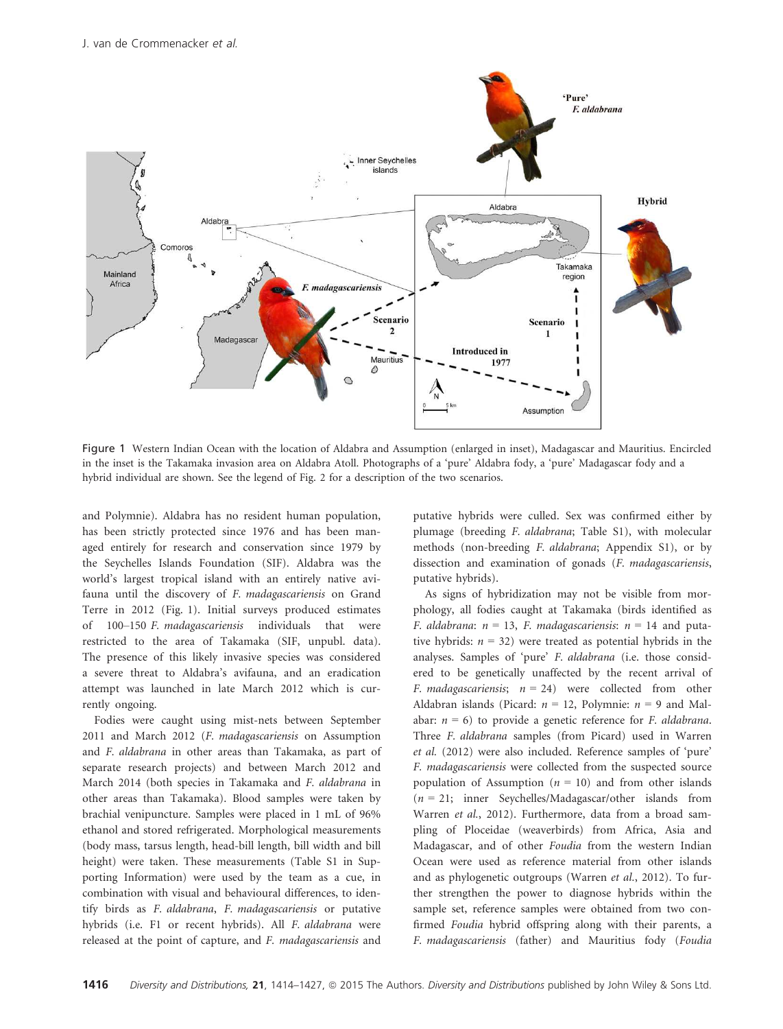Figure 1 Western Indian Ocean with the location of Aldabra and Assumption (enlarged in inset), Madagascar and Mauritius. Encircled in the inset is the Takamaka invasion area on Aldabra Atoll. Photographs of a 'pure' Aldabra fody, a 'pure' Madagascar fody and a hybrid individual are shown. See the legend of Fig. 2 for a description of the two scenarios.

and Polymnie). Aldabra has no resident human population, has been strictly protected since 1976 and has been managed entirely for research and conservation since 1979 by the Seychelles Islands Foundation (SIF). Aldabra was the world's largest tropical island with an entirely native avifauna until the discovery of *F. madagascariensis* on Grand Terre in 2012 (Fig. 1). Initial surveys produced estimates of 100–150 *F. madagascariensis* individuals that were restricted to the area of Takamaka (SIF, unpubl. data). The presence of this likely invasive species was considered a severe threat to Aldabra's avifauna, and an eradication attempt was launched in late March 2012 which is currently ongoing.

Fodies were caught using mist-nets between September 2011 and March 2012 (*F. madagascariensis* on Assumption and *F. aldabrana* in other areas than Takamaka, as part of separate research projects) and between March 2012 and March 2014 (both species in Takamaka and *F. aldabrana* in other areas than Takamaka). Blood samples were taken by brachial venipuncture. Samples were placed in 1 mL of 96% ethanol and stored refrigerated. Morphological measurements (body mass, tarsus length, head-bill length, bill width and bill height) were taken. These measurements (Table S1 in Supporting Information) were used by the team as a cue, in combination with visual and behavioural differences, to identify birds as *F. aldabrana*, *F. madagascariensis* or putative hybrids (i.e. F1 or recent hybrids). All *F. aldabrana* were released at the point of capture, and *F. madagascariensis* and putative hybrids were culled. Sex was confirmed either by plumage (breeding *F. aldabrana*; Table S1), with molecular methods (non-breeding *F. aldabrana*; Appendix S1), or by dissection and examination of gonads (*F. madagascariensis*, putative hybrids).

As signs of hybridization may not be visible from morphology, all fodies caught at Takamaka (birds identified as *F. aldabrana*: $n = 13$, *F. madagascariensis*: $n = 14$ and putative hybrids: $n = 32$) were treated as potential hybrids in the analyses. Samples of 'pure' *F. aldabrana* (i.e. those considered to be genetically unaffected by the recent arrival of *F. madagascariensis*; $n = 24$) were collected from other Aldabran islands (Picard: $n = 12$, Polymnie: $n = 9$ and Malabar: $n = 6$) to provide a genetic reference for *F. aldabrana*. Three *F. aldabrana* samples (from Picard) used in Warren *et al.* (2012) were also included. Reference samples of 'pure' *F. madagascariensis* were collected from the suspected source population of Assumption ($n = 10$) and from other islands ($n = 21$; inner Seychelles/Madagascar/other islands from Warren *et al.*, 2012). Furthermore, data from a broad sampling of Ploceidae (weaverbirds) from Africa, Asia and Madagascar, and of other *Foudia* from the western Indian Ocean were used as reference material from other islands and as phylogenetic outgroups (Warren *et al.*, 2012). To further strengthen the power to diagnose hybrids within the sample set, reference samples were obtained from two confirmed *Foudia* hybrid offspring along with their parents, a *F. madagascariensis* (father) and Mauritius fody (*Foudia*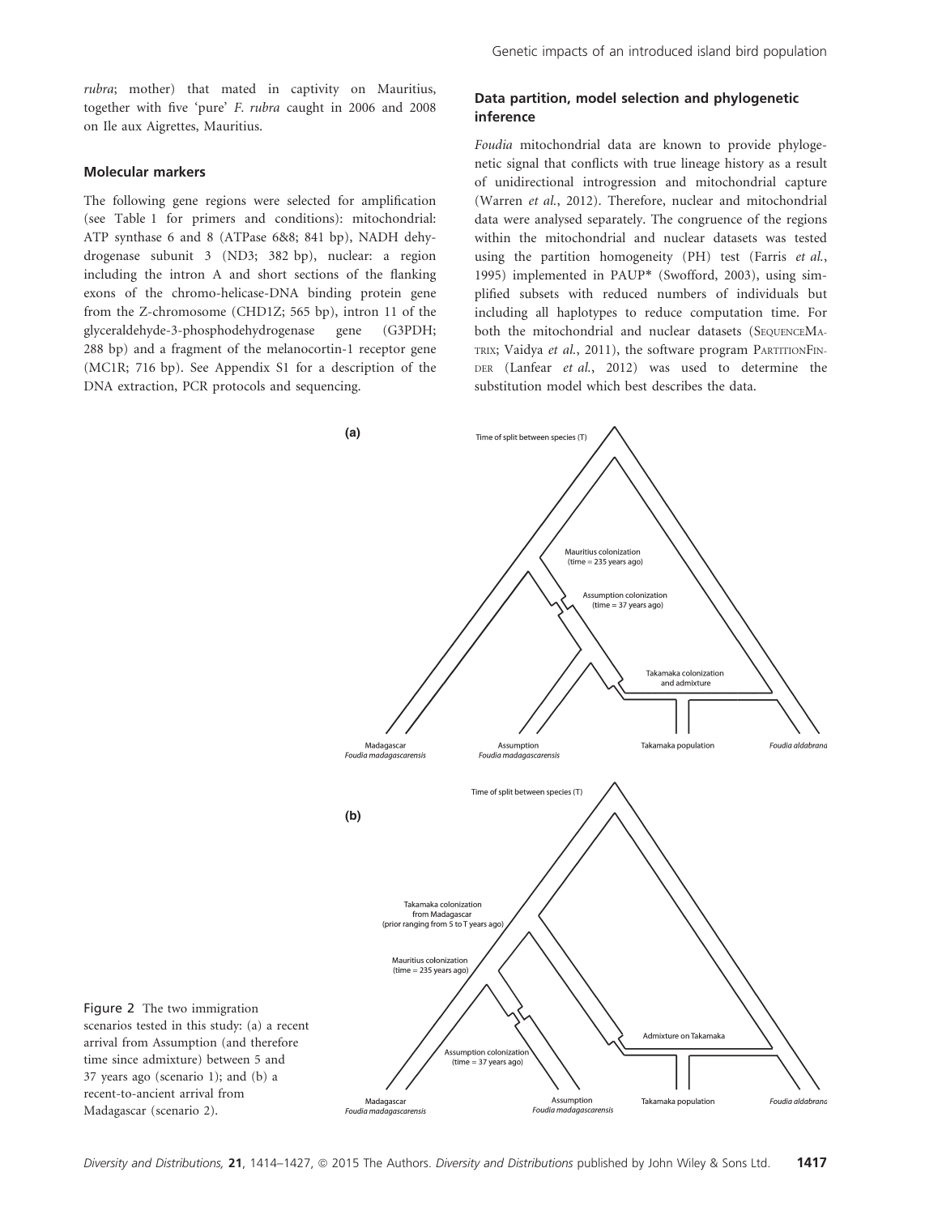*rubra*; mother) that mated in captivity on Mauritius, together with five 'pure' *F. rubra* caught in 2006 and 2008 on Ile aux Aigrettes, Mauritius.

### Molecular markers

The following gene regions were selected for amplification (see Table 1 for primers and conditions): mitochondrial: ATP synthase 6 and 8 (ATPase 6&8; 841 bp), NADH dehydrogenase subunit 3 (ND3; 382 bp), nuclear: a region including the intron A and short sections of the flanking exons of the chromo-helicase-DNA binding protein gene from the Z-chromosome (CHD1Z; 565 bp), intron 11 of the glyceraldehyde-3-phosphodehydrogenase gene (G3PDH; 288 bp) and a fragment of the melanocortin-1 receptor gene (MC1R; 716 bp). See Appendix S1 for a description of the DNA extraction, PCR protocols and sequencing.

### Data partition, model selection and phylogenetic inference

*Foudia* mitochondrial data are known to provide phylogenetic signal that conflicts with true lineage history as a result of unidirectional introgression and mitochondrial capture (Warren *et al.*, 2012). Therefore, nuclear and mitochondrial data were analysed separately. The congruence of the regions within the mitochondrial and nuclear datasets was tested using the partition homogeneity (PH) test (Farris *et al.*, 1995) implemented in PAUP* (Swofford, 2003), using simplified subsets with reduced numbers of individuals but including all haplotypes to reduce computation time. For both the mitochondrial and nuclear datasets (SequenceMatrix; Vaidya *et al.*, 2011), the software program PartitionFinder (Lanfear *et al.*, 2012) was used to determine the substitution model which best describes the data.

Figure 2 The two immigration scenarios tested in this study: (a) a recent arrival from Assumption (and therefore time since admixture) between 5 and 37 years ago (scenario 1); and (b) a recent-to-ancient arrival from Madagascar (scenario 2).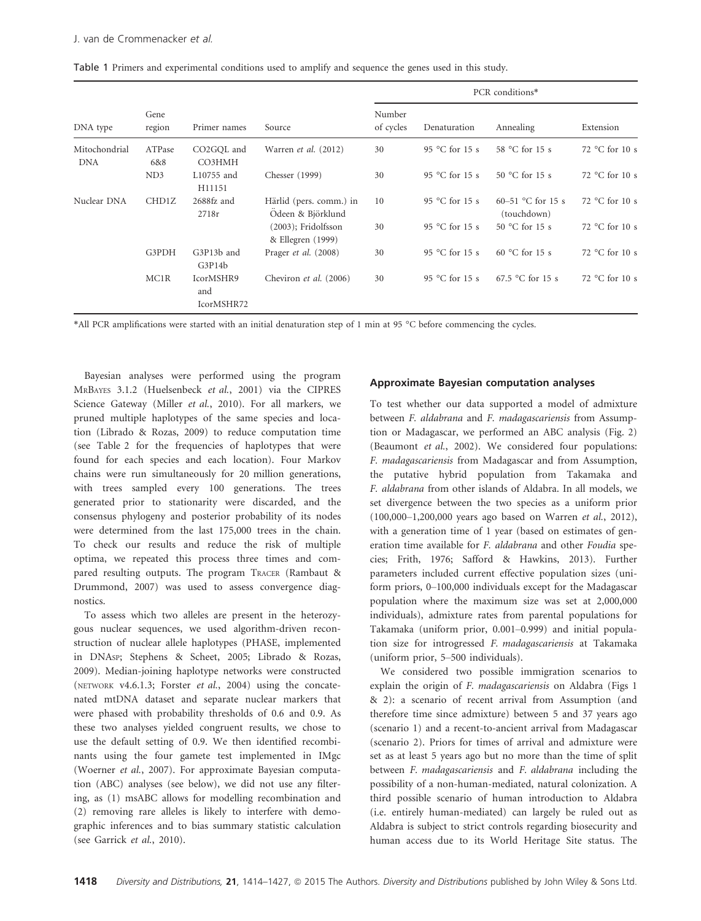Table 1 Primers and experimental conditions used to amplify and sequence the genes used in this study.

| DNA type | Gene region | Primer names | Source | PCR conditions* | | | |
|---|---|---|---|---|---|---|---|
| | | | | Number of cycles | Denaturation | Annealing | Extension |
| Mitochondrial DNA | ATPase 6&8 | CO2GQL and CO3HMH | Warren *et al.* (2012) | 30 | 95 °C for 15 s | 58 °C for 15 s | 72 °C for 10 s |
| | ND3 | L10755 and H11151 | Chesser (1999) | 30 | 95 °C for 15 s | 50 °C for 15 s | 72 °C for 10 s |
| Nuclear DNA | CHD1Z | 2688fz and 2718r | Härlid (pers. comm.) in Ödeen & Björklund (2003); Fridolfsson & Ellegren (1999) | 10 | 95 °C for 15 s | 60–51 °C for 15 s (touchdown) | 72 °C for 10 s |
| | | | | 30 | 95 °C for 15 s | 50 °C for 15 s | 72 °C for 10 s |
| | G3PDH | G3P13b and G3P14b | Prager *et al.* (2008) | 30 | 95 °C for 15 s | 60 °C for 15 s | 72 °C for 10 s |
| | MC1R | IcorMSHR9 and IcorMSHR72 | Cheviron *et al.* (2006) | 30 | 95 °C for 15 s | 67.5 °C for 15 s | 72 °C for 10 s |

*All PCR amplifications were started with an initial denaturation step of 1 min at 95 °C before commencing the cycles.

Bayesian analyses were performed using the program MrBayes 3.1.2 (Huelsenbeck *et al.*, 2001) via the CIPRES Science Gateway (Miller *et al.*, 2010). For all markers, we pruned multiple haplotypes of the same species and location (Librado & Rozas, 2009) to reduce computation time (see Table 2 for the frequencies of haplotypes that were found for each species and each location). Four Markov chains were run simultaneously for 20 million generations, with trees sampled every 100 generations. The trees generated prior to stationarity were discarded, and the consensus phylogeny and posterior probability of its nodes were determined from the last 175,000 trees in the chain. To check our results and reduce the risk of multiple optima, we repeated this process three times and compared resulting outputs. The program Tracer (Rambaut & Drummond, 2007) was used to assess convergence diagnostics.

To assess which two alleles are present in the heterozygous nuclear sequences, we used algorithm-driven reconstruction of nuclear allele haplotypes (PHASE, implemented in DNAsp; Stephens & Scheet, 2005; Librado & Rozas, 2009). Median-joining haplotype networks were constructed (network v4.6.1.3; Forster *et al.*, 2004) using the concatenated mtDNA dataset and separate nuclear markers that were phased with probability thresholds of 0.6 and 0.9. As these two analyses yielded congruent results, we chose to use the default setting of 0.9. We then identified recombinants using the four gamete test implemented in IMgc (Woerner *et al.*, 2007). For approximate Bayesian computation (ABC) analyses (see below), we did not use any filtering, as (1) msABC allows for modelling recombination and (2) removing rare alleles is likely to interfere with demographic inferences and to bias summary statistic calculation (see Garrick *et al.*, 2010).

### Approximate Bayesian computation analyses

To test whether our data supported a model of admixture between *F. aldabrana* and *F. madagascariensis* from Assumption or Madagascar, we performed an ABC analysis (Fig. 2) (Beaumont *et al.*, 2002). We considered four populations: *F. madagascariensis* from Madagascar and from Assumption, the putative hybrid population from Takamaka and *F. aldabrana* from other islands of Aldabra. In all models, we set divergence between the two species as a uniform prior (100,000–1,200,000 years ago based on Warren *et al.*, 2012), with a generation time of 1 year (based on estimates of generation time available for *F. aldabrana* and other *Foudia* species; Frith, 1976; Safford & Hawkins, 2013). Further parameters included current effective population sizes (uniform priors, 0–100,000 individuals except for the Madagascar population where the maximum size was set at 2,000,000 individuals), admixture rates from parental populations for Takamaka (uniform prior, 0.001–0.999) and initial population size for introgressed *F. madagascariensis* at Takamaka (uniform prior, 5–500 individuals).

We considered two possible immigration scenarios to explain the origin of *F. madagascariensis* on Aldabra (Figs 1 & 2): a scenario of recent arrival from Assumption (and therefore time since admixture) between 5 and 37 years ago (scenario 1) and a recent-to-ancient arrival from Madagascar (scenario 2). Priors for times of arrival and admixture were set as at least 5 years ago but no more than the time of split between *F. madagascariensis* and *F. aldabrana* including the possibility of a non-human-mediated, natural colonization. A third possible scenario of human introduction to Aldabra (i.e. entirely human-mediated) can largely be ruled out as Aldabra is subject to strict controls regarding biosecurity and human access due to its World Heritage Site status. The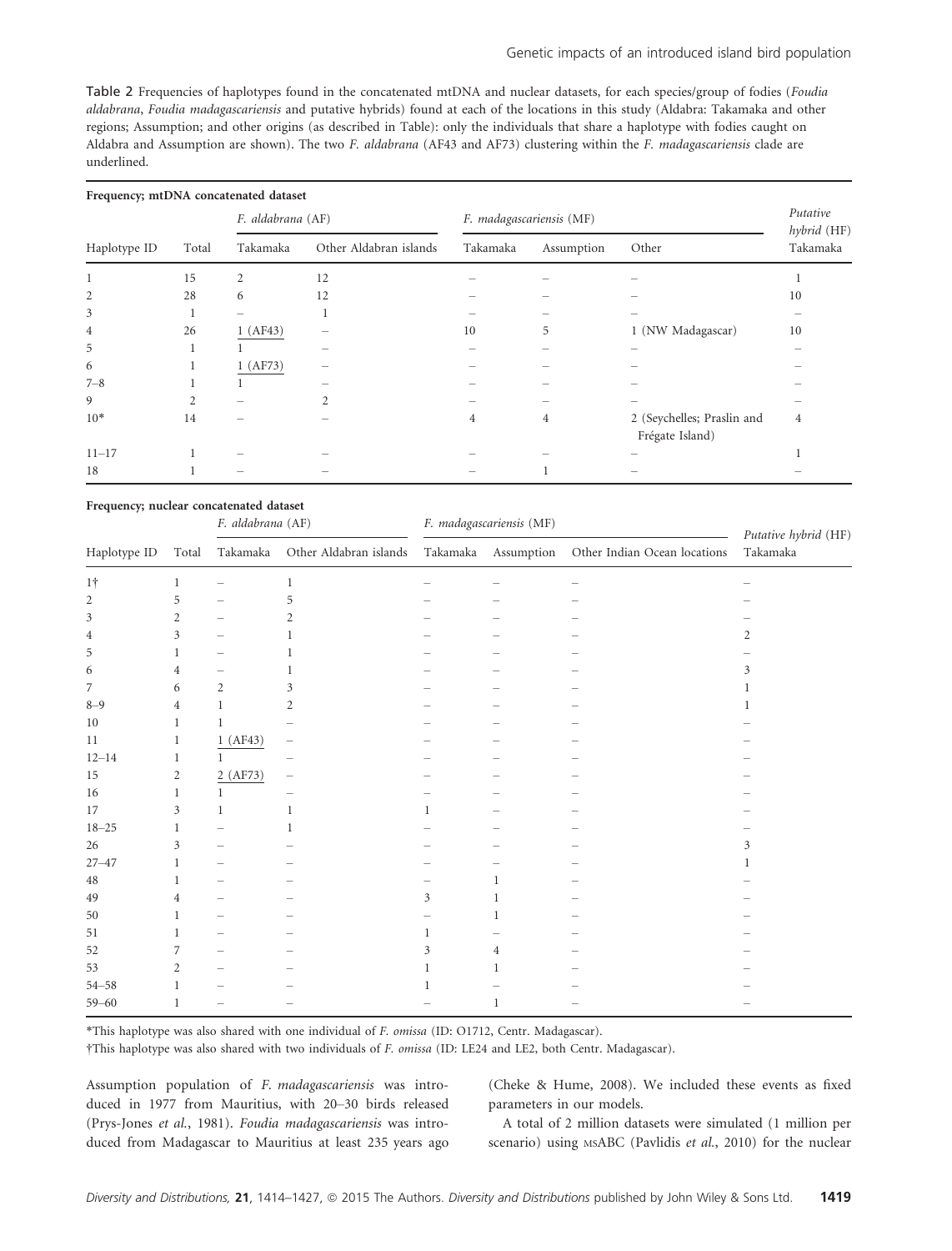Table 2 Frequencies of haplotypes found in the concatenated mtDNA and nuclear datasets, for each species/group of fodies (*Foudia aldabrana*, *Foudia madagascariensis* and putative hybrids) found at each of the locations in this study (Aldabra: Takamaka and other regions; Assumption; and other origins (as described in Table): only the individuals that share a haplotype with fodies caught on Aldabra and Assumption are shown). The two *F. aldabrana* (AF43 and AF73) clustering within the *F. madagascariensis* clade are underlined.

**Frequency; mtDNA concatenated dataset**

| | | *F. aldabrana* (AF) | | *F. madagascariensis* (MF) | | | *Putative hybrid* (HF) |
|---|---|---|---|---|---|---|---|
| Haplotype ID | Total | Takamaka | Other Aldabran islands | Takamaka | Assumption | Other | Takamaka |
| 1 | 15 | 2 | 12 | – | – | – | 1 |
| 2 | 28 | 6 | 12 | – | – | – | 10 |
| 3 | 1 | – | 1 | – | – | – | – |
| 4 | 26 | <u>1 (AF43)</u> | – | 10 | 5 | 1 (NW Madagascar) | 10 |
| 5 | 1 | 1 | – | – | – | – | – |
| 6 | 1 | <u>1 (AF73)</u> | – | – | – | – | – |
| 7–8 | 1 | 1 | – | – | – | – | – |
| 9 | 2 | – | 2 | – | – | – | – |
| 10* | 14 | – | – | 4 | 4 | 2 (Seychelles; Praslin and Frégate Island) | 4 |
| 11–17 | 1 | – | – | – | – | – | 1 |
| 18 | 1 | – | – | – | 1 | – | – |

**Frequency; nuclear concatenated dataset**

| | | *F. aldabrana* (AF) | | *F. madagascariensis* (MF) | | | Putative hybrid (HF) |
|---|---|---|---|---|---|---|---|
| Haplotype ID | Total | Takamaka | Other Aldabran islands | Takamaka | Assumption | Other Indian Ocean locations | Takamaka |
| 1† | 1 | – | 1 | – | – | – | – |
| 2 | 5 | – | 5 | – | – | – | – |
| 3 | 2 | – | 2 | – | – | – | – |
| 4 | 3 | – | 1 | – | – | – | 2 |
| 5 | 1 | – | 1 | – | – | – | – |
| 6 | 4 | – | 1 | – | – | – | 3 |
| 7 | 6 | 2 | 3 | – | – | – | 1 |
| 8–9 | 4 | 1 | 2 | – | – | – | 1 |
| 10 | 1 | 1 | – | – | – | – | – |
| 11 | 1 | <u>1 (AF43)</u> | – | – | – | – | – |
| 12–14 | 1 | 1 | – | – | – | – | – |
| 15 | 2 | <u>2 (AF73)</u> | – | – | – | – | – |
| 16 | 1 | 1 | – | – | – | – | – |
| 17 | 3 | 1 | 1 | 1 | – | – | – |
| 18–25 | 1 | – | 1 | – | – | – | – |
| 26 | 3 | – | – | – | – | – | 3 |
| 27–47 | 1 | – | – | – | – | – | 1 |
| 48 | 1 | – | – | – | 1 | – | – |
| 49 | 4 | – | – | 3 | 1 | – | – |
| 50 | 1 | – | – | – | 1 | – | – |
| 51 | 1 | – | – | 1 | – | – | – |
| 52 | 7 | – | – | 3 | 4 | – | – |
| 53 | 2 | – | – | 1 | 1 | – | – |
| 54–58 | 1 | – | – | 1 | – | – | – |
| 59–60 | 1 | – | – | – | 1 | – | – |

*This haplotype was also shared with one individual of *F. omissa* (ID: O1712, Centr. Madagascar).

†This haplotype was also shared with two individuals of *F. omissa* (ID: LE24 and LE2, both Centr. Madagascar).

Assumption population of *F. madagascariensis* was introduced in 1977 from Mauritius, with 20–30 birds released (Prys-Jones *et al.*, 1981). *Foudia madagascariensis* was introduced from Madagascar to Mauritius at least 235 years ago (Cheke & Hume, 2008). We included these events as fixed parameters in our models.

A total of 2 million datasets were simulated (1 million per scenario) using MSABC (Pavlidis *et al.*, 2010) for the nuclear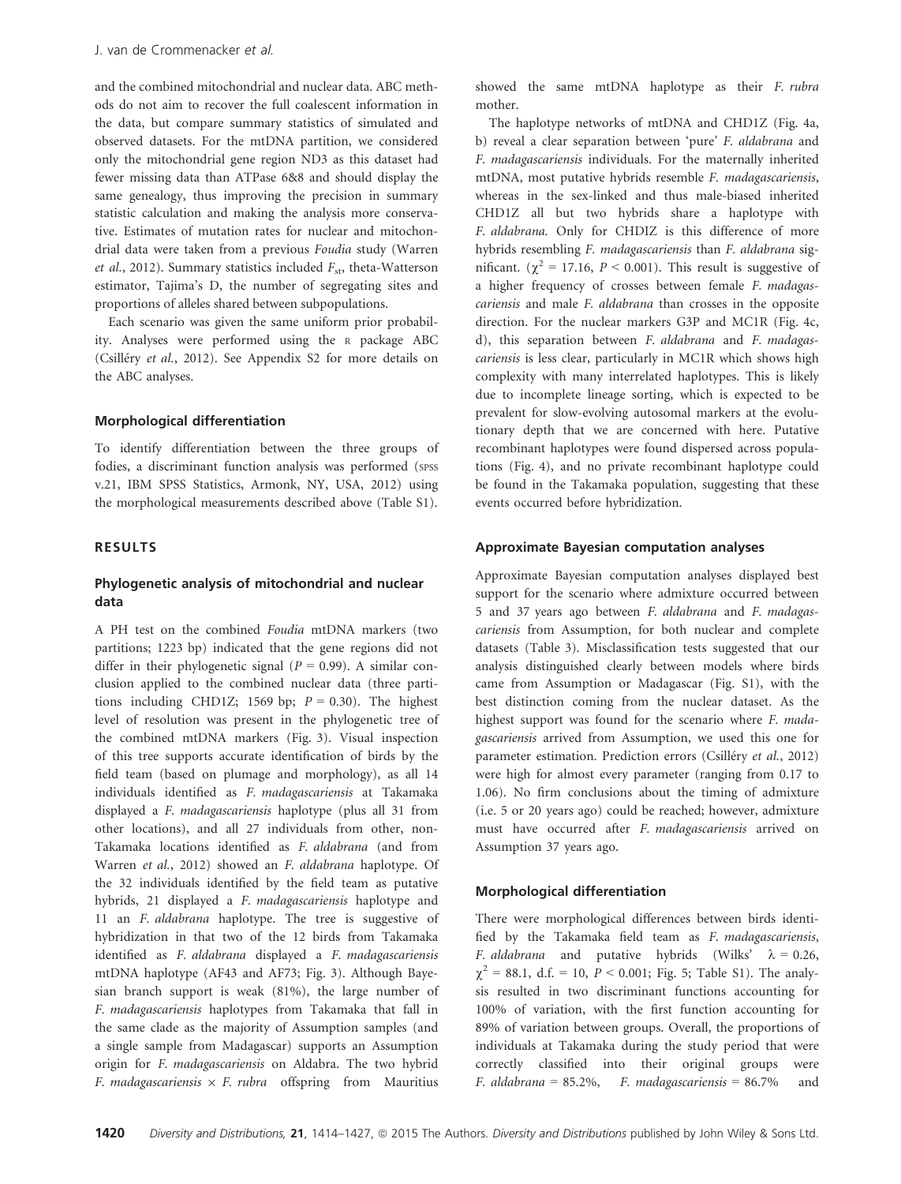and the combined mitochondrial and nuclear data. ABC methods do not aim to recover the full coalescent information in the data, but compare summary statistics of simulated and observed datasets. For the mtDNA partition, we considered only the mitochondrial gene region ND3 as this dataset had fewer missing data than ATPase 6&8 and should display the same genealogy, thus improving the precision in summary statistic calculation and making the analysis more conservative. Estimates of mutation rates for nuclear and mitochondrial data were taken from a previous *Foudia* study (Warren *et al.*, 2012). Summary statistics included $F_{st}$, theta-Watterson estimator, Tajima's D, the number of segregating sites and proportions of alleles shared between subpopulations.

Each scenario was given the same uniform prior probability. Analyses were performed using the R package ABC (Csilléry *et al.*, 2012). See Appendix S2 for more details on the ABC analyses.

### Morphological differentiation

To identify differentiation between the three groups of fodies, a discriminant function analysis was performed (SPSS v.21, IBM SPSS Statistics, Armonk, NY, USA, 2012) using the morphological measurements described above (Table S1).

## RESULTS

### Phylogenetic analysis of mitochondrial and nuclear data

A PH test on the combined *Foudia* mtDNA markers (two partitions; 1223 bp) indicated that the gene regions did not differ in their phylogenetic signal ($P = 0.99$). A similar conclusion applied to the combined nuclear data (three partitions including CHD1Z; 1569 bp; $P = 0.30$). The highest level of resolution was present in the phylogenetic tree of the combined mtDNA markers (Fig. 3). Visual inspection of this tree supports accurate identification of birds by the field team (based on plumage and morphology), as all 14 individuals identified as *F. madagascariensis* at Takamaka displayed a *F. madagascariensis* haplotype (plus all 31 from other locations), and all 27 individuals from other, non-Takamaka locations identified as *F. aldabrana* (and from Warren *et al.*, 2012) showed an *F. aldabrana* haplotype. Of the 32 individuals identified by the field team as putative hybrids, 21 displayed a *F. madagascariensis* haplotype and 11 an *F. aldabrana* haplotype. The tree is suggestive of hybridization in that two of the 12 birds from Takamaka identified as *F. aldabrana* displayed a *F. madagascariensis* mtDNA haplotype (AF43 and AF73; Fig. 3). Although Bayesian branch support is weak (81%), the large number of *F. madagascariensis* haplotypes from Takamaka that fall in the same clade as the majority of Assumption samples (and a single sample from Madagascar) supports an Assumption origin for *F. madagascariensis* on Aldabra. The two hybrid *F. madagascariensis* × *F. rubra* offspring from Mauritius showed the same mtDNA haplotype as their *F. rubra* mother.

The haplotype networks of mtDNA and CHD1Z (Fig. 4a, b) reveal a clear separation between 'pure' *F. aldabrana* and *F. madagascariensis* individuals. For the maternally inherited mtDNA, most putative hybrids resemble *F. madagascariensis*, whereas in the sex-linked and thus male-biased inherited CHD1Z all but two hybrids share a haplotype with *F. aldabrana*. Only for CHDIZ is this difference of more hybrids resembling *F. madagascariensis* than *F. aldabrana* significant. ($\chi^2 = 17.16$, $P < 0.001$). This result is suggestive of a higher frequency of crosses between female *F. madagascariensis* and male *F. aldabrana* than crosses in the opposite direction. For the nuclear markers G3P and MC1R (Fig. 4c, d), this separation between *F. aldabrana* and *F. madagascariensis* is less clear, particularly in MC1R which shows high complexity with many interrelated haplotypes. This is likely due to incomplete lineage sorting, which is expected to be prevalent for slow-evolving autosomal markers at the evolutionary depth that we are concerned with here. Putative recombinant haplotypes were found dispersed across populations (Fig. 4), and no private recombinant haplotype could be found in the Takamaka population, suggesting that these events occurred before hybridization.

### Approximate Bayesian computation analyses

Approximate Bayesian computation analyses displayed best support for the scenario where admixture occurred between 5 and 37 years ago between *F. aldabrana* and *F. madagascariensis* from Assumption, for both nuclear and complete datasets (Table 3). Misclassification tests suggested that our analysis distinguished clearly between models where birds came from Assumption or Madagascar (Fig. S1), with the best distinction coming from the nuclear dataset. As the highest support was found for the scenario where *F. madagascariensis* arrived from Assumption, we used this one for parameter estimation. Prediction errors (Csilléry *et al.*, 2012) were high for almost every parameter (ranging from 0.17 to 1.06). No firm conclusions about the timing of admixture (i.e. 5 or 20 years ago) could be reached; however, admixture must have occurred after *F. madagascariensis* arrived on Assumption 37 years ago.

### Morphological differentiation

There were morphological differences between birds identified by the Takamaka field team as *F. madagascariensis*, *F. aldabrana* and putative hybrids (Wilks' $\lambda = 0.26$, $\chi^2 = 88.1$, d.f. = 10, $P < 0.001$; Fig. 5; Table S1). The analysis resulted in two discriminant functions accounting for 100% of variation, with the first function accounting for 89% of variation between groups. Overall, the proportions of individuals at Takamaka during the study period that were correctly classified into their original groups were *F. aldabrana* = 85.2%, *F. madagascariensis* = 86.7% and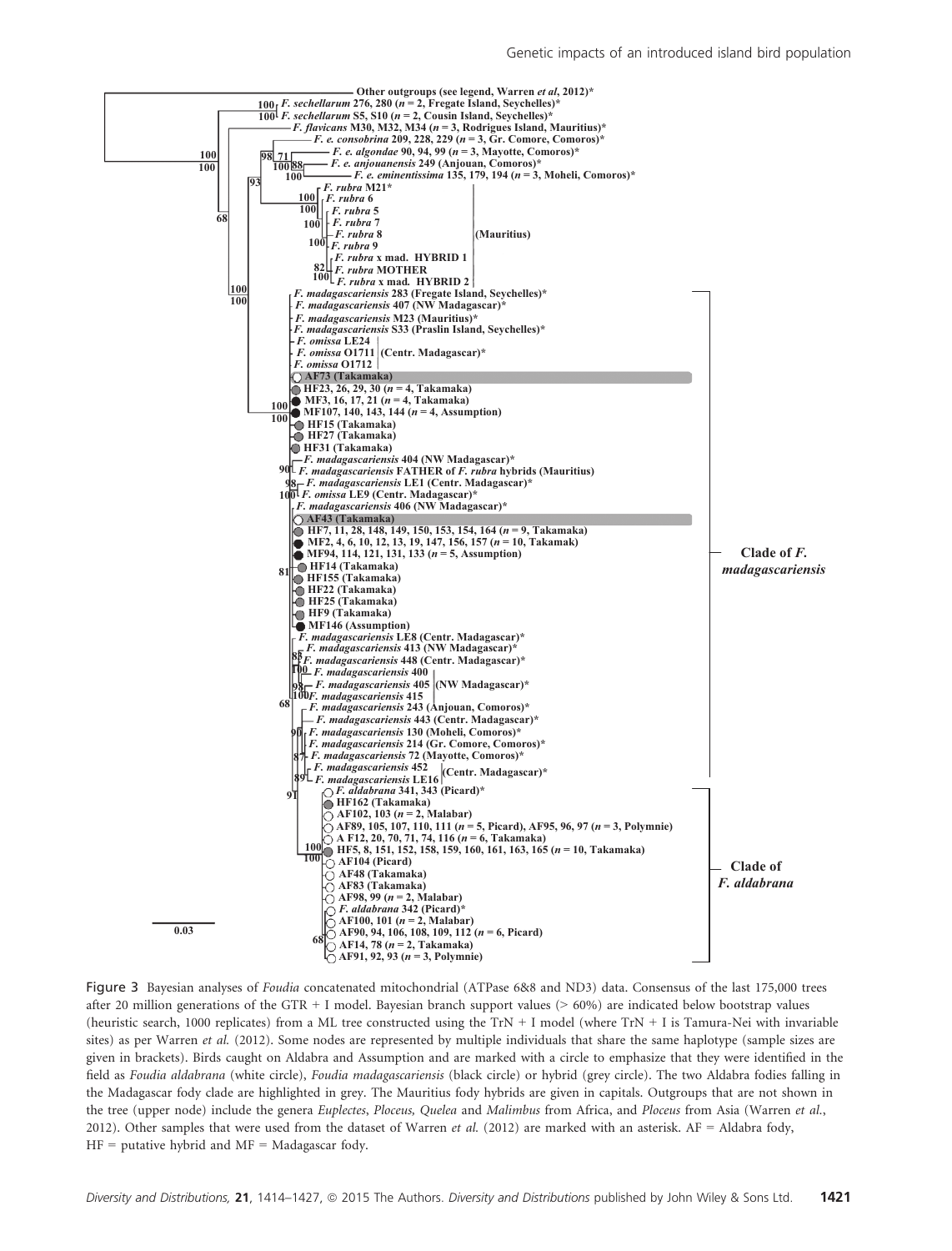Figure 3 Bayesian analyses of *Foudia* concatenated mitochondrial (ATPase 6&8 and ND3) data. Consensus of the last 175,000 trees after 20 million generations of the GTR + I model. Bayesian branch support values (> 60%) are indicated below bootstrap values (heuristic search, 1000 replicates) from a ML tree constructed using the TrN + I model (where TrN + I is Tamura-Nei with invariable sites) as per Warren *et al.* (2012). Some nodes are represented by multiple individuals that share the same haplotype (sample sizes are given in brackets). Birds caught on Aldabra and Assumption and are marked with a circle to emphasize that they were identified in the field as *Foudia aldabrana* (white circle), *Foudia madagascariensis* (black circle) or hybrid (grey circle). The two Aldabra fodies falling in the Madagascar fody clade are highlighted in grey. The Mauritius fody hybrids are given in capitals. Outgroups that are not shown in the tree (upper node) include the genera *Euplectes*, *Ploceus*, *Quelea* and *Malimbus* from Africa, and *Ploceus* from Asia (Warren *et al.*, 2012). Other samples that were used from the dataset of Warren *et al.* (2012) are marked with an asterisk. AF = Aldabra fody, HF = putative hybrid and MF = Madagascar fody.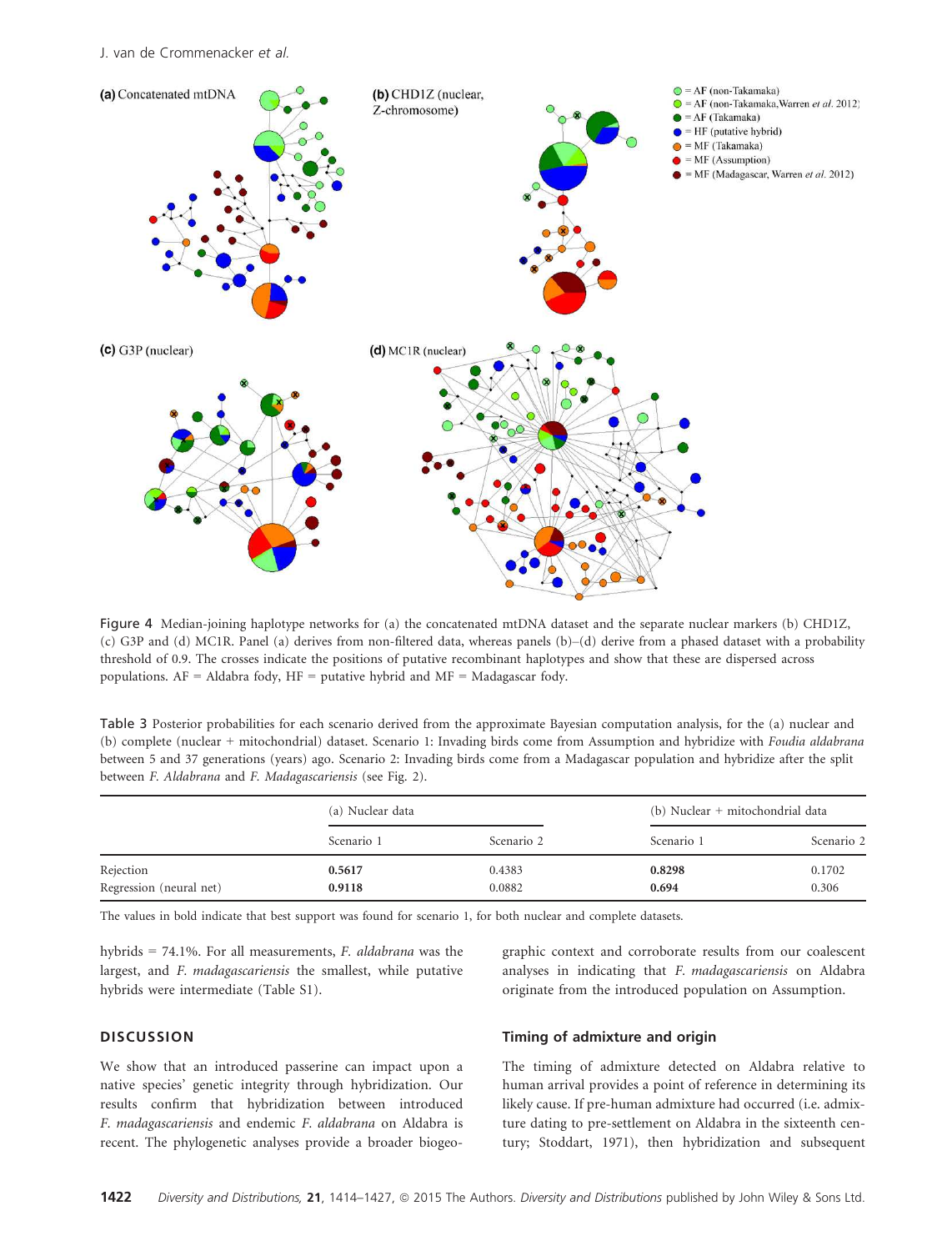Figure 4 Median-joining haplotype networks for (a) the concatenated mtDNA dataset and the separate nuclear markers (b) CHD1Z, (c) G3P and (d) MC1R. Panel (a) derives from non-filtered data, whereas panels (b)–(d) derive from a phased dataset with a probability threshold of 0.9. The crosses indicate the positions of putative recombinant haplotypes and show that these are dispersed across populations. AF = Aldabra fody, HF = putative hybrid and MF = Madagascar fody.

Table 3 Posterior probabilities for each scenario derived from the approximate Bayesian computation analysis, for the (a) nuclear and (b) complete (nuclear + mitochondrial) dataset. Scenario 1: Invading birds come from Assumption and hybridize with *Foudia aldabrana* between 5 and 37 generations (years) ago. Scenario 2: Invading birds come from a Madagascar population and hybridize after the split between *F. Aldabrana* and *F. Madagascariensis* (see Fig. 2).

| | (a) Nuclear data | | (b) Nuclear + mitochondrial data | |
|---|---|---|---|---|
| | Scenario 1 | Scenario 2 | Scenario 1 | Scenario 2 |
| Rejection | **0.5617** | 0.4383 | **0.8298** | 0.1702 |
| Regression (neural net) | **0.9118** | 0.0882 | **0.694** | 0.306 |

The values in bold indicate that best support was found for scenario 1, for both nuclear and complete datasets.

hybrids = 74.1%. For all measurements, *F. aldabrana* was the largest, and *F. madagascariensis* the smallest, while putative hybrids were intermediate (Table S1).

## DISCUSSION

We show that an introduced passerine can impact upon a native species' genetic integrity through hybridization. Our results confirm that hybridization between introduced *F. madagascariensis* and endemic *F. aldabrana* on Aldabra is recent. The phylogenetic analyses provide a broader biogeographic context and corroborate results from our coalescent analyses in indicating that *F. madagascariensis* on Aldabra originate from the introduced population on Assumption.

### Timing of admixture and origin

The timing of admixture detected on Aldabra relative to human arrival provides a point of reference in determining its likely cause. If pre-human admixture had occurred (i.e. admixture dating to pre-settlement on Aldabra in the sixteenth century; Stoddart, 1971), then hybridization and subsequent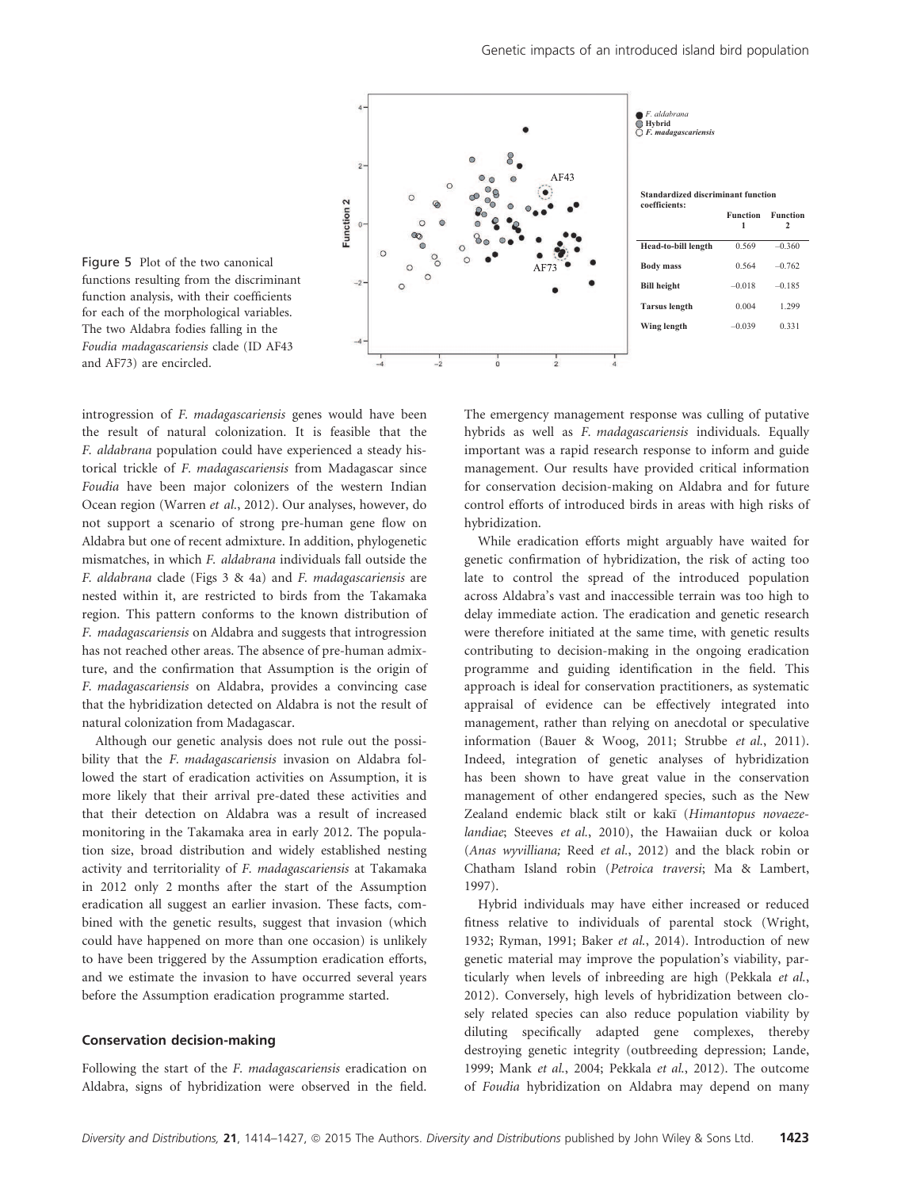Figure 5 Plot of the two canonical functions resulting from the discriminant function analysis, with their coefficients for each of the morphological variables. The two Aldabra fodies falling in the *Foudia madagascariensis* clade (ID AF43 and AF73) are encircled.

Standardized discriminant function coefficients:

| | Function 1 | Function 2 |
|---|---|---|
| Head-to-bill length | 0.569 | −0.360 |
| Body mass | 0.564 | −0.762 |
| Bill height | −0.018 | −0.185 |
| Tarsus length | 0.004 | 1.299 |
| Wing length | −0.039 | 0.331 |

introgression of *F. madagascariensis* genes would have been the result of natural colonization. It is feasible that the *F. aldabrana* population could have experienced a steady historical trickle of *F. madagascariensis* from Madagascar since *Foudia* have been major colonizers of the western Indian Ocean region (Warren *et al.*, 2012). Our analyses, however, do not support a scenario of strong pre-human gene flow on Aldabra but one of recent admixture. In addition, phylogenetic mismatches, in which *F. aldabrana* individuals fall outside the *F. aldabrana* clade (Figs 3 & 4a) and *F. madagascariensis* are nested within it, are restricted to birds from the Takamaka region. This pattern conforms to the known distribution of *F. madagascariensis* on Aldabra and suggests that introgression has not reached other areas. The absence of pre-human admixture, and the confirmation that Assumption is the origin of *F. madagascariensis* on Aldabra, provides a convincing case that the hybridization detected on Aldabra is not the result of natural colonization from Madagascar.

Although our genetic analysis does not rule out the possibility that the *F. madagascariensis* invasion on Aldabra followed the start of eradication activities on Assumption, it is more likely that their arrival pre-dated these activities and that their detection on Aldabra was a result of increased monitoring in the Takamaka area in early 2012. The population size, broad distribution and widely established nesting activity and territoriality of *F. madagascariensis* at Takamaka in 2012 only 2 months after the start of the Assumption eradication all suggest an earlier invasion. These facts, combined with the genetic results, suggest that invasion (which could have happened on more than one occasion) is unlikely to have been triggered by the Assumption eradication efforts, and we estimate the invasion to have occurred several years before the Assumption eradication programme started.

### Conservation decision-making

Following the start of the *F. madagascariensis* eradication on Aldabra, signs of hybridization were observed in the field. The emergency management response was culling of putative hybrids as well as *F. madagascariensis* individuals. Equally important was a rapid research response to inform and guide management. Our results have provided critical information for conservation decision-making on Aldabra and for future control efforts of introduced birds in areas with high risks of hybridization.

While eradication efforts might arguably have waited for genetic confirmation of hybridization, the risk of acting too late to control the spread of the introduced population across Aldabra's vast and inaccessible terrain was too high to delay immediate action. The eradication and genetic research were therefore initiated at the same time, with genetic results contributing to decision-making in the ongoing eradication programme and guiding identification in the field. This approach is ideal for conservation practitioners, as systematic appraisal of evidence can be effectively integrated into management, rather than relying on anecdotal or speculative information (Bauer & Woog, 2011; Strubbe *et al.*, 2011). Indeed, integration of genetic analyses of hybridization has been shown to have great value in the conservation management of other endangered species, such as the New Zealand endemic black stilt or kakī (*Himantopus novaezelandiae*; Steeves *et al.*, 2010), the Hawaiian duck or koloa (*Anas wyvilliana;* Reed *et al.*, 2012) and the black robin or Chatham Island robin (*Petroica traversi*; Ma & Lambert, 1997).

Hybrid individuals may have either increased or reduced fitness relative to individuals of parental stock (Wright, 1932; Ryman, 1991; Baker *et al.*, 2014). Introduction of new genetic material may improve the population's viability, particularly when levels of inbreeding are high (Pekkala *et al.*, 2012). Conversely, high levels of hybridization between closely related species can also reduce population viability by diluting specifically adapted gene complexes, thereby destroying genetic integrity (outbreeding depression; Lande, 1999; Mank *et al.*, 2004; Pekkala *et al.*, 2012). The outcome of *Foudia* hybridization on Aldabra may depend on many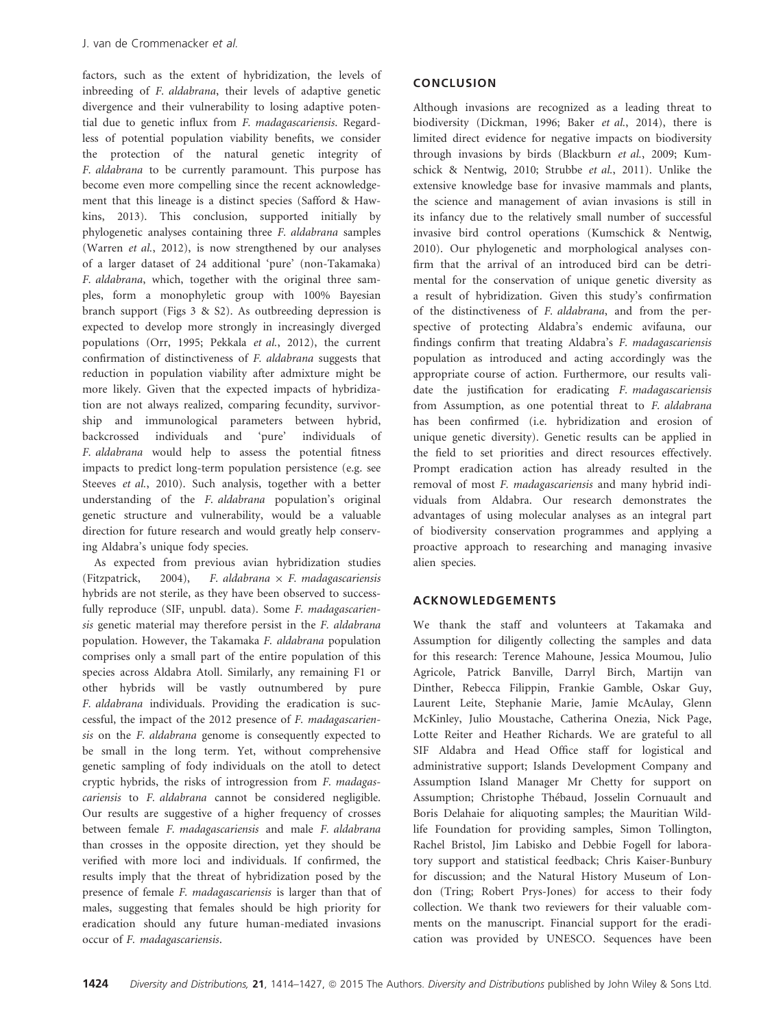factors, such as the extent of hybridization, the levels of inbreeding of *F. aldabrana*, their levels of adaptive genetic divergence and their vulnerability to losing adaptive potential due to genetic influx from *F. madagascariensis*. Regardless of potential population viability benefits, we consider the protection of the natural genetic integrity of *F. aldabrana* to be currently paramount. This purpose has become even more compelling since the recent acknowledgement that this lineage is a distinct species (Safford & Hawkins, 2013). This conclusion, supported initially by phylogenetic analyses containing three *F. aldabrana* samples (Warren *et al.*, 2012), is now strengthened by our analyses of a larger dataset of 24 additional 'pure' (non-Takamaka) *F. aldabrana*, which, together with the original three samples, form a monophyletic group with 100% Bayesian branch support (Figs 3 & S2). As outbreeding depression is expected to develop more strongly in increasingly diverged populations (Orr, 1995; Pekkala *et al.*, 2012), the current confirmation of distinctiveness of *F. aldabrana* suggests that reduction in population viability after admixture might be more likely. Given that the expected impacts of hybridization are not always realized, comparing fecundity, survivorship and immunological parameters between hybrid, backcrossed individuals and 'pure' individuals of *F. aldabrana* would help to assess the potential fitness impacts to predict long-term population persistence (e.g. see Steeves *et al.*, 2010). Such analysis, together with a better understanding of the *F. aldabrana* population's original genetic structure and vulnerability, would be a valuable direction for future research and would greatly help conserving Aldabra's unique fody species.

As expected from previous avian hybridization studies (Fitzpatrick, 2004), *F. aldabrana* × *F. madagascariensis* hybrids are not sterile, as they have been observed to successfully reproduce (SIF, unpubl. data). Some *F. madagascariensis* genetic material may therefore persist in the *F. aldabrana* population. However, the Takamaka *F. aldabrana* population comprises only a small part of the entire population of this species across Aldabra Atoll. Similarly, any remaining F1 or other hybrids will be vastly outnumbered by pure *F. aldabrana* individuals. Providing the eradication is successful, the impact of the 2012 presence of *F. madagascariensis* on the *F. aldabrana* genome is consequently expected to be small in the long term. Yet, without comprehensive genetic sampling of fody individuals on the atoll to detect cryptic hybrids, the risks of introgression from *F. madagascariensis* to *F. aldabrana* cannot be considered negligible. Our results are suggestive of a higher frequency of crosses between female *F. madagascariensis* and male *F. aldabrana* than crosses in the opposite direction, yet they should be verified with more loci and individuals. If confirmed, the results imply that the threat of hybridization posed by the presence of female *F. madagascariensis* is larger than that of males, suggesting that females should be high priority for eradication should any future human-mediated invasions occur of *F. madagascariensis*.

## CONCLUSION

Although invasions are recognized as a leading threat to biodiversity (Dickman, 1996; Baker *et al.*, 2014), there is limited direct evidence for negative impacts on biodiversity through invasions by birds (Blackburn *et al.*, 2009; Kumschick & Nentwig, 2010; Strubbe *et al.*, 2011). Unlike the extensive knowledge base for invasive mammals and plants, the science and management of avian invasions is still in its infancy due to the relatively small number of successful invasive bird control operations (Kumschick & Nentwig, 2010). Our phylogenetic and morphological analyses confirm that the arrival of an introduced bird can be detrimental for the conservation of unique genetic diversity as a result of hybridization. Given this study's confirmation of the distinctiveness of *F. aldabrana*, and from the perspective of protecting Aldabra's endemic avifauna, our findings confirm that treating Aldabra's *F. madagascariensis* population as introduced and acting accordingly was the appropriate course of action. Furthermore, our results validate the justification for eradicating *F. madagascariensis* from Assumption, as one potential threat to *F. aldabrana* has been confirmed (i.e. hybridization and erosion of unique genetic diversity). Genetic results can be applied in the field to set priorities and direct resources effectively. Prompt eradication action has already resulted in the removal of most *F. madagascariensis* and many hybrid individuals from Aldabra. Our research demonstrates the advantages of using molecular analyses as an integral part of biodiversity conservation programmes and applying a proactive approach to researching and managing invasive alien species.

## ACKNOWLEDGEMENTS

We thank the staff and volunteers at Takamaka and Assumption for diligently collecting the samples and data for this research: Terence Mahoune, Jessica Moumou, Julio Agricole, Patrick Banville, Darryl Birch, Martijn van Dinther, Rebecca Filippin, Frankie Gamble, Oskar Guy, Laurent Leite, Stephanie Marie, Jamie McAulay, Glenn McKinley, Julio Moustache, Catherina Onezia, Nick Page, Lotte Reiter and Heather Richards. We are grateful to all SIF Aldabra and Head Office staff for logistical and administrative support; Islands Development Company and Assumption Island Manager Mr Chetty for support on Assumption; Christophe Thébaud, Josselin Cornuault and Boris Delahaie for aliquoting samples; the Mauritian Wildlife Foundation for providing samples, Simon Tollington, Rachel Bristol, Jim Labisko and Debbie Fogell for laboratory support and statistical feedback; Chris Kaiser-Bunbury for discussion; and the Natural History Museum of London (Tring; Robert Prys-Jones) for access to their fody collection. We thank two reviewers for their valuable comments on the manuscript. Financial support for the eradication was provided by UNESCO. Sequences have been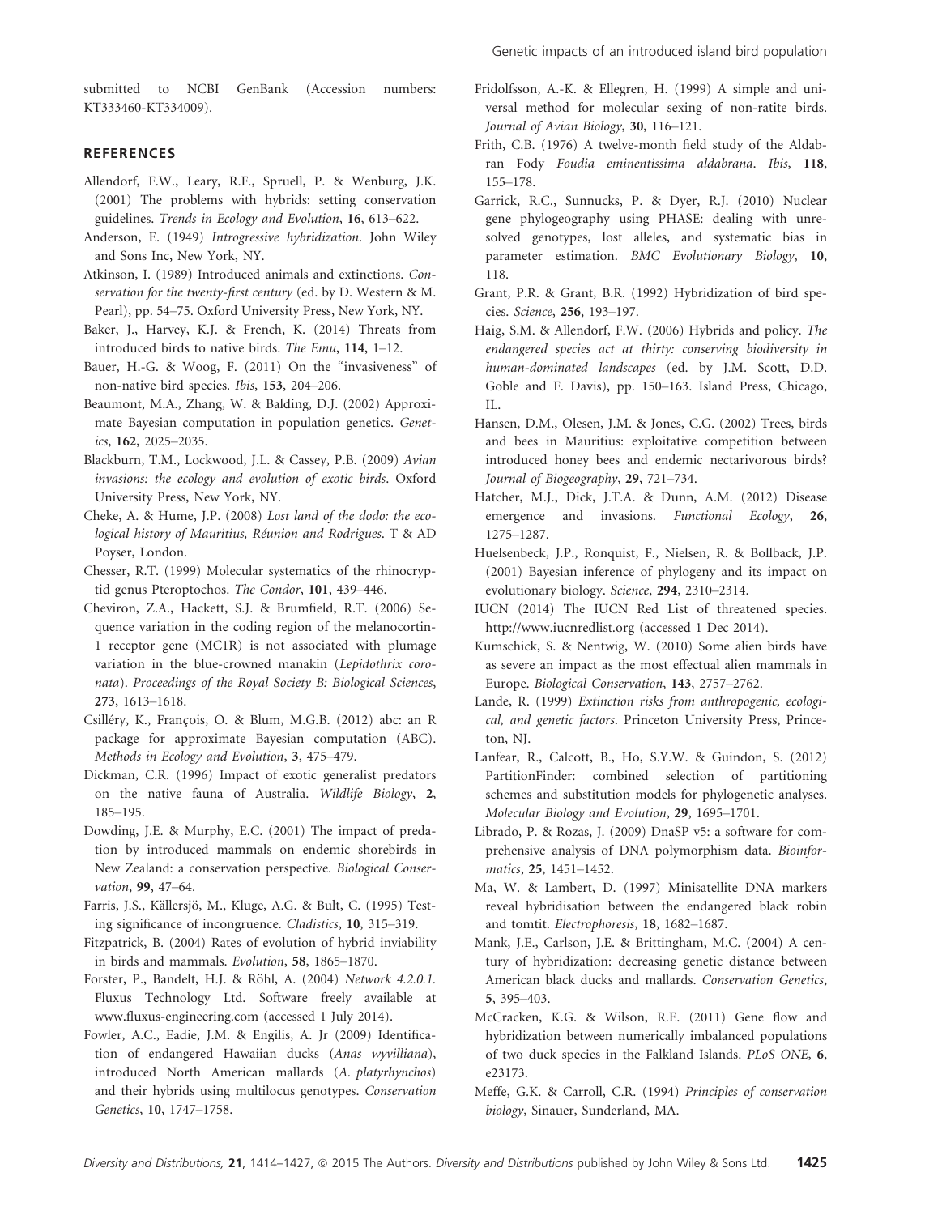submitted to NCBI GenBank (Accession numbers: KT333460-KT334009).

## REFERENCES

Allendorf, F.W., Leary, R.F., Spruell, P. & Wenburg, J.K. (2001) The problems with hybrids: setting conservation guidelines. *Trends in Ecology and Evolution*, **16**, 613–622.

Anderson, E. (1949) *Introgressive hybridization*. John Wiley and Sons Inc, New York, NY.

Atkinson, I. (1989) Introduced animals and extinctions. *Conservation for the twenty-first century* (ed. by D. Western & M. Pearl), pp. 54–75. Oxford University Press, New York, NY.

Baker, J., Harvey, K.J. & French, K. (2014) Threats from introduced birds to native birds. *The Emu*, **114**, 1–12.

Bauer, H.-G. & Woog, F. (2011) On the "invasiveness" of non-native bird species. *Ibis*, **153**, 204–206.

Beaumont, M.A., Zhang, W. & Balding, D.J. (2002) Approximate Bayesian computation in population genetics. *Genetics*, **162**, 2025–2035.

Blackburn, T.M., Lockwood, J.L. & Cassey, P.B. (2009) *Avian invasions: the ecology and evolution of exotic birds*. Oxford University Press, New York, NY.

Cheke, A. & Hume, J.P. (2008) *Lost land of the dodo: the ecological history of Mauritius, Réunion and Rodrigues*. T & AD Poyser, London.

Chesser, R.T. (1999) Molecular systematics of the rhinocryptid genus Pteroptochos. *The Condor*, **101**, 439–446.

Cheviron, Z.A., Hackett, S.J. & Brumfield, R.T. (2006) Sequence variation in the coding region of the melanocortin-1 receptor gene (MC1R) is not associated with plumage variation in the blue-crowned manakin (*Lepidothrix coronata*). *Proceedings of the Royal Society B: Biological Sciences*, **273**, 1613–1618.

Csilléry, K., François, O. & Blum, M.G.B. (2012) abc: an R package for approximate Bayesian computation (ABC). *Methods in Ecology and Evolution*, **3**, 475–479.

Dickman, C.R. (1996) Impact of exotic generalist predators on the native fauna of Australia. *Wildlife Biology*, **2**, 185–195.

Dowding, J.E. & Murphy, E.C. (2001) The impact of predation by introduced mammals on endemic shorebirds in New Zealand: a conservation perspective. *Biological Conservation*, **99**, 47–64.

Farris, J.S., Källersjö, M., Kluge, A.G. & Bult, C. (1995) Testing significance of incongruence. *Cladistics*, **10**, 315–319.

Fitzpatrick, B. (2004) Rates of evolution of hybrid inviability in birds and mammals. *Evolution*, **58**, 1865–1870.

Forster, P., Bandelt, H.J. & Röhl, A. (2004) *Network 4.2.0.1.* Fluxus Technology Ltd. Software freely available at www.fluxus-engineering.com (accessed 1 July 2014).

Fowler, A.C., Eadie, J.M. & Engilis, A. Jr (2009) Identification of endangered Hawaiian ducks (*Anas wyvilliana*), introduced North American mallards (*A. platyrhynchos*) and their hybrids using multilocus genotypes. *Conservation Genetics*, **10**, 1747–1758.

Fridolfsson, A.-K. & Ellegren, H. (1999) A simple and universal method for molecular sexing of non-ratite birds. *Journal of Avian Biology*, **30**, 116–121.

Frith, C.B. (1976) A twelve-month field study of the Aldabran Fody *Foudia eminentissima aldabrana*. *Ibis*, **118**, 155–178.

Garrick, R.C., Sunnucks, P. & Dyer, R.J. (2010) Nuclear gene phylogeography using PHASE: dealing with unresolved genotypes, lost alleles, and systematic bias in parameter estimation. *BMC Evolutionary Biology*, **10**, 118.

Grant, P.R. & Grant, B.R. (1992) Hybridization of bird species. *Science*, **256**, 193–197.

Haig, S.M. & Allendorf, F.W. (2006) Hybrids and policy. *The endangered species act at thirty: conserving biodiversity in human-dominated landscapes* (ed. by J.M. Scott, D.D. Goble and F. Davis), pp. 150–163. Island Press, Chicago, IL.

Hansen, D.M., Olesen, J.M. & Jones, C.G. (2002) Trees, birds and bees in Mauritius: exploitative competition between introduced honey bees and endemic nectarivorous birds? *Journal of Biogeography*, **29**, 721–734.

Hatcher, M.J., Dick, J.T.A. & Dunn, A.M. (2012) Disease emergence and invasions. *Functional Ecology*, **26**, 1275–1287.

Huelsenbeck, J.P., Ronquist, F., Nielsen, R. & Bollback, J.P. (2001) Bayesian inference of phylogeny and its impact on evolutionary biology. *Science*, **294**, 2310–2314.

IUCN (2014) The IUCN Red List of threatened species. http://www.iucnredlist.org (accessed 1 Dec 2014).

Kumschick, S. & Nentwig, W. (2010) Some alien birds have as severe an impact as the most effectual alien mammals in Europe. *Biological Conservation*, **143**, 2757–2762.

Lande, R. (1999) *Extinction risks from anthropogenic, ecological, and genetic factors*. Princeton University Press, Princeton, NJ.

Lanfear, R., Calcott, B., Ho, S.Y.W. & Guindon, S. (2012) PartitionFinder: combined selection of partitioning schemes and substitution models for phylogenetic analyses. *Molecular Biology and Evolution*, **29**, 1695–1701.

Librado, P. & Rozas, J. (2009) DnaSP v5: a software for comprehensive analysis of DNA polymorphism data. *Bioinformatics*, **25**, 1451–1452.

Ma, W. & Lambert, D. (1997) Minisatellite DNA markers reveal hybridisation between the endangered black robin and tomtit. *Electrophoresis*, **18**, 1682–1687.

Mank, J.E., Carlson, J.E. & Brittingham, M.C. (2004) A century of hybridization: decreasing genetic distance between American black ducks and mallards. *Conservation Genetics*, **5**, 395–403.

McCracken, K.G. & Wilson, R.E. (2011) Gene flow and hybridization between numerically imbalanced populations of two duck species in the Falkland Islands. *PLoS ONE*, **6**, e23173.

Meffe, G.K. & Carroll, C.R. (1994) *Principles of conservation biology*, Sinauer, Sunderland, MA.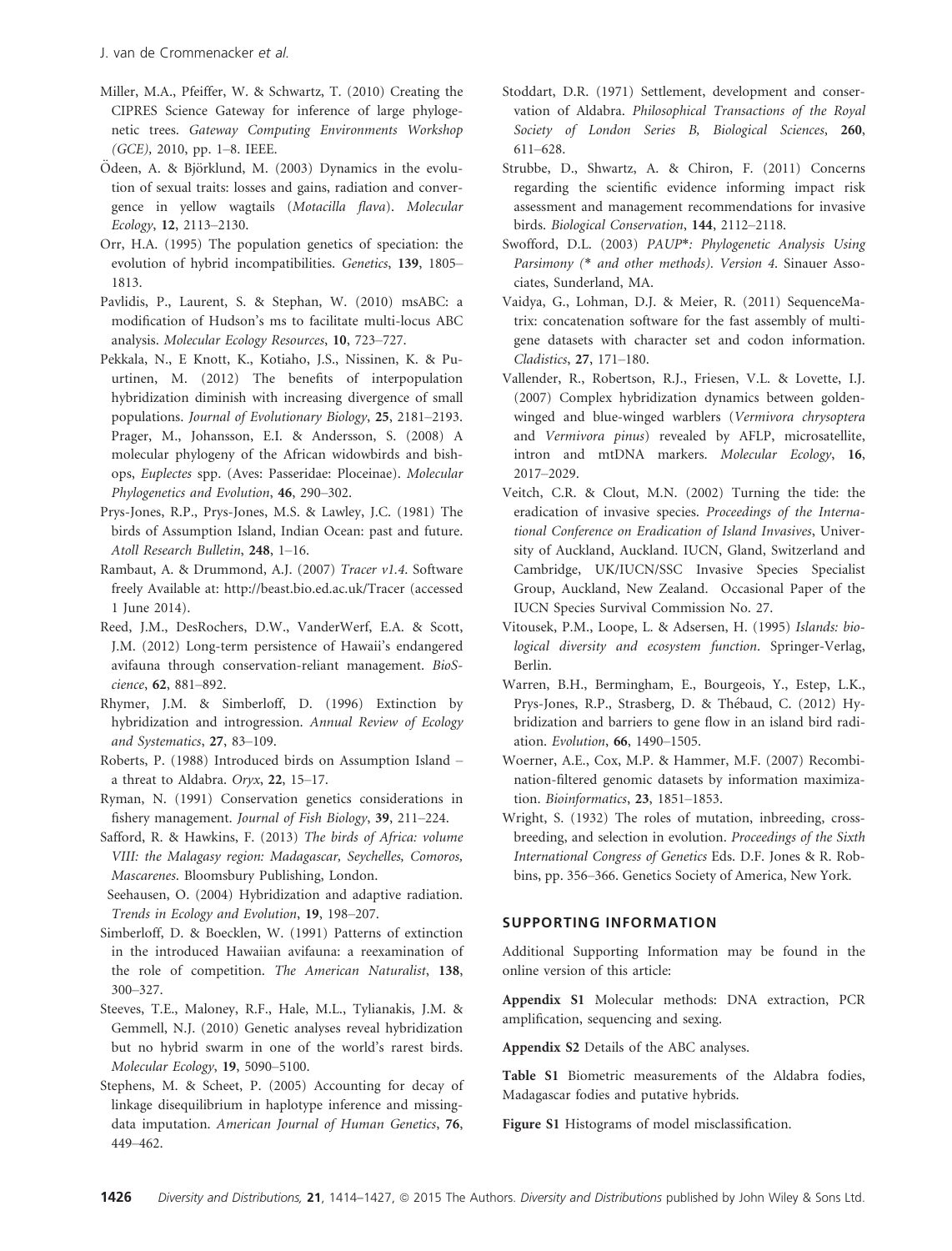Miller, M.A., Pfeiffer, W. & Schwartz, T. (2010) Creating the CIPRES Science Gateway for inference of large phylogenetic trees. *Gateway Computing Environments Workshop (GCE)*, 2010, pp. 1–8. IEEE.

Ödeen, A. & Björklund, M. (2003) Dynamics in the evolution of sexual traits: losses and gains, radiation and convergence in yellow wagtails (*Motacilla flava*). *Molecular Ecology*, **12**, 2113–2130.

Orr, H.A. (1995) The population genetics of speciation: the evolution of hybrid incompatibilities. *Genetics*, **139**, 1805–1813.

Pavlidis, P., Laurent, S. & Stephan, W. (2010) msABC: a modification of Hudson's ms to facilitate multi-locus ABC analysis. *Molecular Ecology Resources*, **10**, 723–727.

Pekkala, N., E Knott, K., Kotiaho, J.S., Nissinen, K. & Puurtinen, M. (2012) The benefits of interpopulation hybridization diminish with increasing divergence of small populations. *Journal of Evolutionary Biology*, **25**, 2181–2193.

Prager, M., Johansson, E.I. & Andersson, S. (2008) A molecular phylogeny of the African widowbirds and bishops, *Euplectes* spp. (Aves: Passeridae: Ploceinae). *Molecular Phylogenetics and Evolution*, **46**, 290–302.

Prys-Jones, R.P., Prys-Jones, M.S. & Lawley, J.C. (1981) The birds of Assumption Island, Indian Ocean: past and future. *Atoll Research Bulletin*, **248**, 1–16.

Rambaut, A. & Drummond, A.J. (2007) *Tracer v1.4*. Software freely Available at: http://beast.bio.ed.ac.uk/Tracer (accessed 1 June 2014).

Reed, J.M., DesRochers, D.W., VanderWerf, E.A. & Scott, J.M. (2012) Long-term persistence of Hawaii's endangered avifauna through conservation-reliant management. *BioScience*, **62**, 881–892.

Rhymer, J.M. & Simberloff, D. (1996) Extinction by hybridization and introgression. *Annual Review of Ecology and Systematics*, **27**, 83–109.

Roberts, P. (1988) Introduced birds on Assumption Island – a threat to Aldabra. *Oryx*, **22**, 15–17.

Ryman, N. (1991) Conservation genetics considerations in fishery management. *Journal of Fish Biology*, **39**, 211–224.

Safford, R. & Hawkins, F. (2013) *The birds of Africa: volume VIII: the Malagasy region: Madagascar, Seychelles, Comoros, Mascarenes*. Bloomsbury Publishing, London.

Seehausen, O. (2004) Hybridization and adaptive radiation. *Trends in Ecology and Evolution*, **19**, 198–207.

Simberloff, D. & Boecklen, W. (1991) Patterns of extinction in the introduced Hawaiian avifauna: a reexamination of the role of competition. *The American Naturalist*, **138**, 300–327.

Steeves, T.E., Maloney, R.F., Hale, M.L., Tylianakis, J.M. & Gemmell, N.J. (2010) Genetic analyses reveal hybridization but no hybrid swarm in one of the world's rarest birds. *Molecular Ecology*, **19**, 5090–5100.

Stephens, M. & Scheet, P. (2005) Accounting for decay of linkage disequilibrium in haplotype inference and missing-data imputation. *American Journal of Human Genetics*, **76**, 449–462.

Stoddart, D.R. (1971) Settlement, development and conservation of Aldabra. *Philosophical Transactions of the Royal Society of London Series B, Biological Sciences*, **260**, 611–628.

Strubbe, D., Shwartz, A. & Chiron, F. (2011) Concerns regarding the scientific evidence informing impact risk assessment and management recommendations for invasive birds. *Biological Conservation*, **144**, 2112–2118.

Swofford, D.L. (2003) *PAUP\*: Phylogenetic Analysis Using Parsimony (\* and other methods). Version 4*. Sinauer Associates, Sunderland, MA.

Vaidya, G., Lohman, D.J. & Meier, R. (2011) SequenceMatrix: concatenation software for the fast assembly of multi-gene datasets with character set and codon information. *Cladistics*, **27**, 171–180.

Vallender, R., Robertson, R.J., Friesen, V.L. & Lovette, I.J. (2007) Complex hybridization dynamics between golden-winged and blue-winged warblers (*Vermivora chrysoptera* and *Vermivora pinus*) revealed by AFLP, microsatellite, intron and mtDNA markers. *Molecular Ecology*, **16**, 2017–2029.

Veitch, C.R. & Clout, M.N. (2002) Turning the tide: the eradication of invasive species. *Proceedings of the International Conference on Eradication of Island Invasives*, University of Auckland, Auckland. IUCN, Gland, Switzerland and Cambridge, UK/IUCN/SSC Invasive Species Specialist Group, Auckland, New Zealand. Occasional Paper of the IUCN Species Survival Commission No. 27.

Vitousek, P.M., Loope, L. & Adsersen, H. (1995) *Islands: biological diversity and ecosystem function*. Springer-Verlag, Berlin.

Warren, B.H., Bermingham, E., Bourgeois, Y., Estep, L.K., Prys-Jones, R.P., Strasberg, D. & Thébaud, C. (2012) Hybridization and barriers to gene flow in an island bird radiation. *Evolution*, **66**, 1490–1505.

Woerner, A.E., Cox, M.P. & Hammer, M.F. (2007) Recombination-filtered genomic datasets by information maximization. *Bioinformatics*, **23**, 1851–1853.

Wright, S. (1932) The roles of mutation, inbreeding, crossbreeding, and selection in evolution. *Proceedings of the Sixth International Congress of Genetics* Eds. D.F. Jones & R. Robbins, pp. 356–366. Genetics Society of America, New York.

## SUPPORTING INFORMATION

Additional Supporting Information may be found in the online version of this article:

**Appendix S1** Molecular methods: DNA extraction, PCR amplification, sequencing and sexing.

**Appendix S2** Details of the ABC analyses.

**Table S1** Biometric measurements of the Aldabra fodies, Madagascar fodies and putative hybrids.

**Figure S1** Histograms of model misclassification.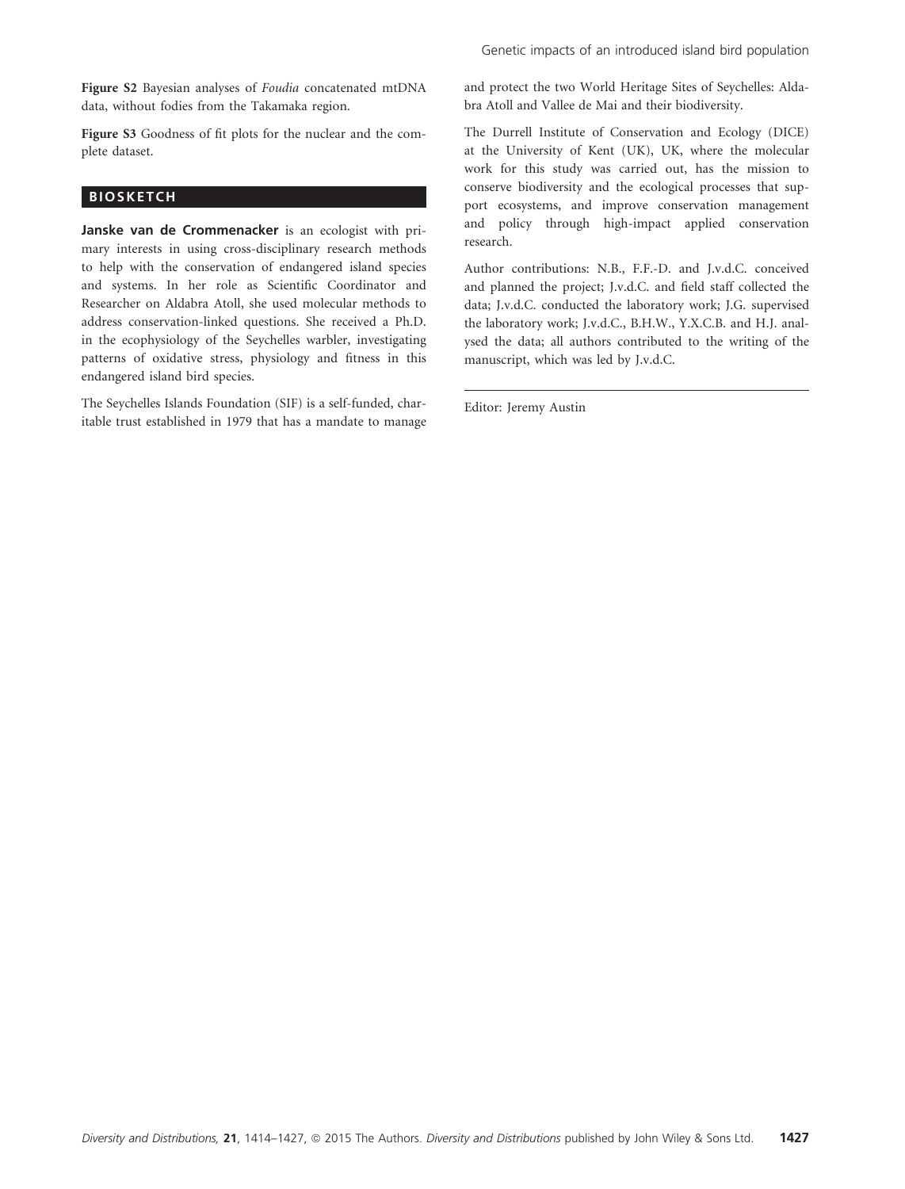**Figure S2** Bayesian analyses of *Foudia* concatenated mtDNA data, without fodies from the Takamaka region.

**Figure S3** Goodness of fit plots for the nuclear and the complete dataset.

## BIOSKETCH

**Janske van de Crommenacker** is an ecologist with primary interests in using cross-disciplinary research methods to help with the conservation of endangered island species and systems. In her role as Scientific Coordinator and Researcher on Aldabra Atoll, she used molecular methods to address conservation-linked questions. She received a Ph.D. in the ecophysiology of the Seychelles warbler, investigating patterns of oxidative stress, physiology and fitness in this endangered island bird species.

The Seychelles Islands Foundation (SIF) is a self-funded, charitable trust established in 1979 that has a mandate to manage and protect the two World Heritage Sites of Seychelles: Aldabra Atoll and Vallee de Mai and their biodiversity.

The Durrell Institute of Conservation and Ecology (DICE) at the University of Kent (UK), UK, where the molecular work for this study was carried out, has the mission to conserve biodiversity and the ecological processes that support ecosystems, and improve conservation management and policy through high-impact applied conservation research.

Author contributions: N.B., F.F.-D. and J.v.d.C. conceived and planned the project; J.v.d.C. and field staff collected the data; J.v.d.C. conducted the laboratory work; J.G. supervised the laboratory work; J.v.d.C., B.H.W., Y.X.C.B. and H.J. analysed the data; all authors contributed to the writing of the manuscript, which was led by J.v.d.C.

Editor: Jeremy Austin